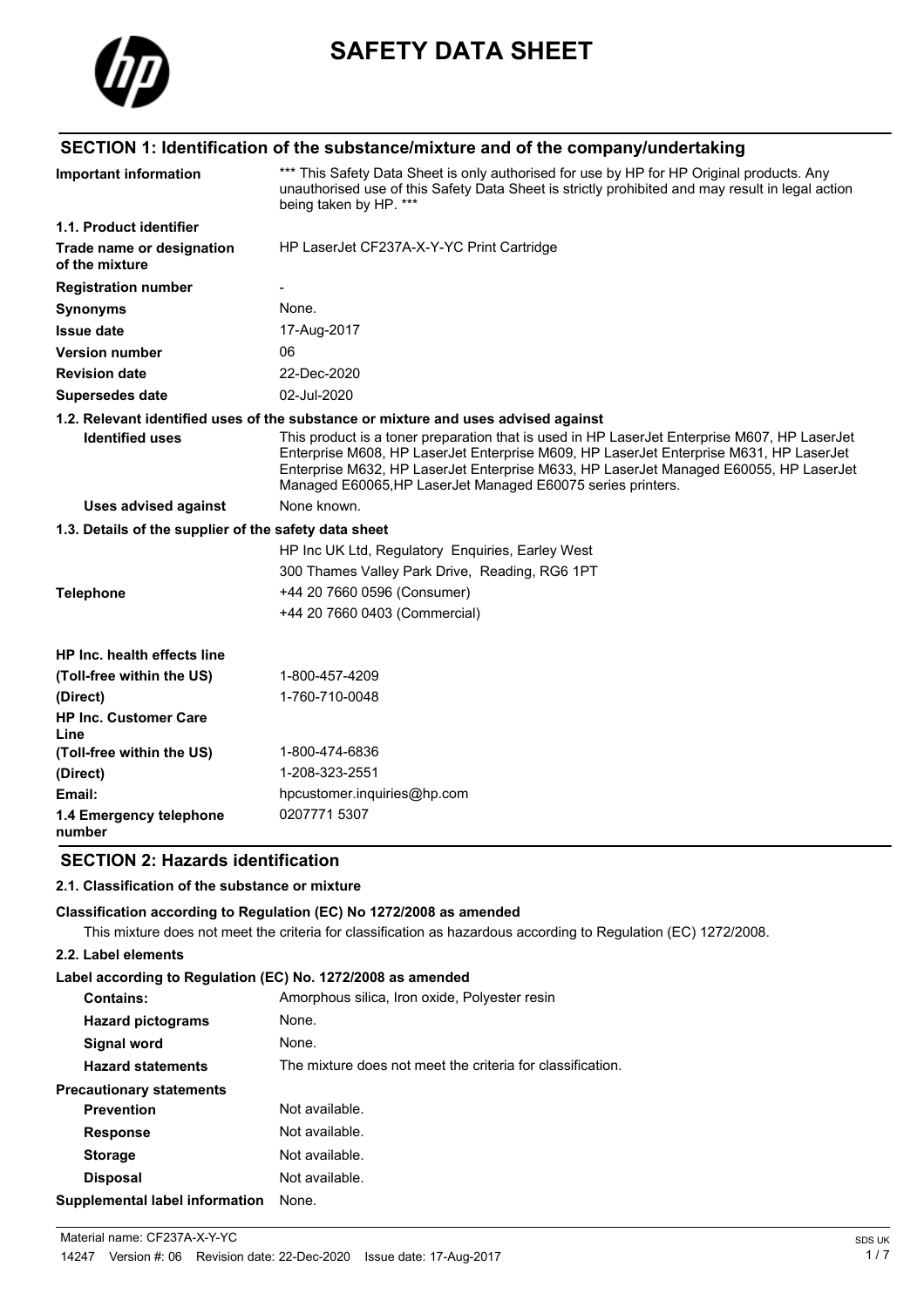# SAFETY DATA SHEET

## SECTION 1: Identification of the substance/mixture and of the company/undertaking

| | |
|---|---|
| **Important information** | *** This Safety Data Sheet is only authorised for use by HP for HP Original products. Any unauthorised use of this Safety Data Sheet is strictly prohibited and may result in legal action being taken by HP. *** |
| **1.1. Product identifier** | |
| **Trade name or designation of the mixture** | HP LaserJet CF237A-X-Y-YC Print Cartridge |
| **Registration number** | - |
| **Synonyms** | None. |
| **Issue date** | 17-Aug-2017 |
| **Version number** | 06 |
| **Revision date** | 22-Dec-2020 |
| **Supersedes date** | 02-Jul-2020 |

**1.2. Relevant identified uses of the substance or mixture and uses advised against**

| | |
|---|---|
| **Identified uses** | This product is a toner preparation that is used in HP LaserJet Enterprise M607, HP LaserJet Enterprise M608, HP LaserJet Enterprise M609, HP LaserJet Enterprise M631, HP LaserJet Enterprise M632, HP LaserJet Enterprise M633, HP LaserJet Managed E60055, HP LaserJet Managed E60065,HP LaserJet Managed E60075 series printers. |
| **Uses advised against** | None known. |

**1.3. Details of the supplier of the safety data sheet**

| | |
|---|---|
| | HP Inc UK Ltd, Regulatory Enquiries, Earley West |
| | 300 Thames Valley Park Drive, Reading, RG6 1PT |
| **Telephone** | +44 20 7660 0596 (Consumer) |
| | +44 20 7660 0403 (Commercial) |
| **HP Inc. health effects line** | |
| **(Toll-free within the US)** | 1-800-457-4209 |
| **(Direct)** | 1-760-710-0048 |
| **HP Inc. Customer Care Line** | |
| **(Toll-free within the US)** | 1-800-474-6836 |
| **(Direct)** | 1-208-323-2551 |
| **Email:** | hpcustomer.inquiries@hp.com |
| **1.4 Emergency telephone number** | 0207771 5307 |

## SECTION 2: Hazards identification

**2.1. Classification of the substance or mixture**

**Classification according to Regulation (EC) No 1272/2008 as amended**

This mixture does not meet the criteria for classification as hazardous according to Regulation (EC) 1272/2008.

**2.2. Label elements**

**Label according to Regulation (EC) No. 1272/2008 as amended**

| | |
|---|---|
| **Contains:** | Amorphous silica, Iron oxide, Polyester resin |
| **Hazard pictograms** | None. |
| **Signal word** | None. |
| **Hazard statements** | The mixture does not meet the criteria for classification. |
| **Precautionary statements** | |
| **Prevention** | Not available. |
| **Response** | Not available. |
| **Storage** | Not available. |
| **Disposal** | Not available. |
| **Supplemental label information** | None. |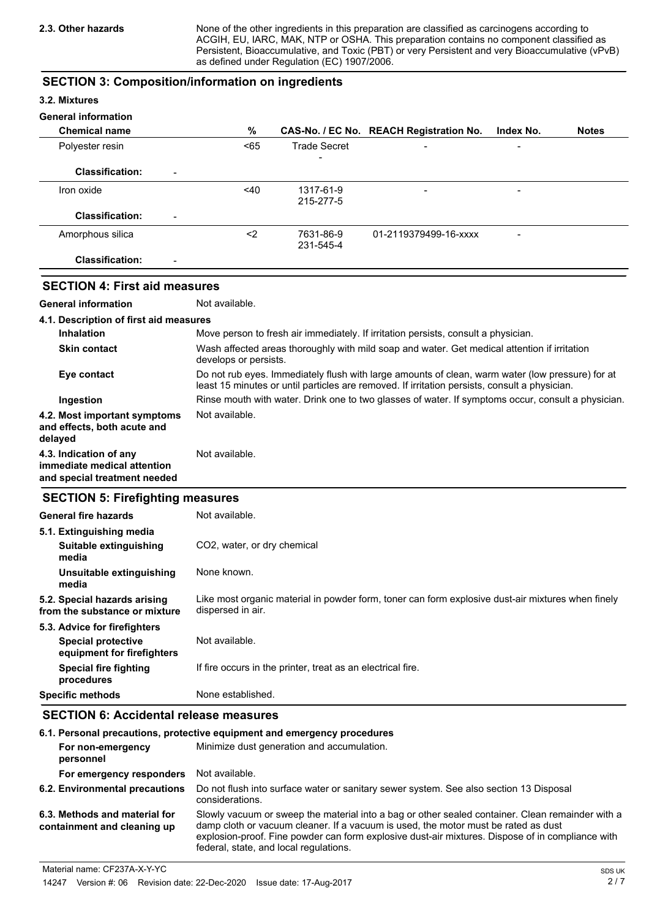**2.3. Other hazards** None of the other ingredients in this preparation are classified as carcinogens according to ACGIH, EU, IARC, MAK, NTP or OSHA. This preparation contains no component classified as Persistent, Bioaccumulative, and Toxic (PBT) or very Persistent and very Bioaccumulative (vPvB) as defined under Regulation (EC) 1907/2006.

## SECTION 3: Composition/information on ingredients

### 3.2. Mixtures

**General information**

| Chemical name | % | CAS-No. / EC No. | REACH Registration No. | Index No. | Notes |
|---|---|---|---|---|---|
| Polyester resin | <65 | Trade Secret<br>- | - | - | |
| **Classification:** - | | | | | |
| Iron oxide | <40 | 1317-61-9<br>215-277-5 | - | - | |
| **Classification:** - | | | | | |
| Amorphous silica | <2 | 7631-86-9<br>231-545-4 | 01-2119379499-16-xxxx | - | |
| **Classification:** - | | | | | |

## SECTION 4: First aid measures

**General information** Not available.

**4.1. Description of first aid measures**

**Inhalation** Move person to fresh air immediately. If irritation persists, consult a physician.

**Skin contact** Wash affected areas thoroughly with mild soap and water. Get medical attention if irritation develops or persists.

**Eye contact** Do not rub eyes. Immediately flush with large amounts of clean, warm water (low pressure) for at least 15 minutes or until particles are removed. If irritation persists, consult a physician.

**Ingestion** Rinse mouth with water. Drink one to two glasses of water. If symptoms occur, consult a physician.

**4.2. Most important symptoms and effects, both acute and delayed** Not available.

**4.3. Indication of any immediate medical attention and special treatment needed** Not available.

## SECTION 5: Firefighting measures

**General fire hazards** Not available.

**5.1. Extinguishing media**

**Suitable extinguishing media** $CO_2$, water, or dry chemical

**Unsuitable extinguishing media** None known.

**5.2. Special hazards arising from the substance or mixture** Like most organic material in powder form, toner can form explosive dust-air mixtures when finely dispersed in air.

**5.3. Advice for firefighters**

**Special protective equipment for firefighters** Not available.

**Special fire fighting procedures** If fire occurs in the printer, treat as an electrical fire.

**Specific methods** None established.

## SECTION 6: Accidental release measures

**6.1. Personal precautions, protective equipment and emergency procedures**

**For non-emergency personnel** Minimize dust generation and accumulation.

**For emergency responders** Not available.

**6.2. Environmental precautions** Do not flush into surface water or sanitary sewer system. See also section 13 Disposal considerations.

**6.3. Methods and material for containment and cleaning up** Slowly vacuum or sweep the material into a bag or other sealed container. Clean remainder with a damp cloth or vacuum cleaner. If a vacuum is used, the motor must be rated as dust explosion-proof. Fine powder can form explosive dust-air mixtures. Dispose of in compliance with federal, state, and local regulations.

Material name: CF237A-X-Y-YC

14247 Version #: 06 Revision date: 22-Dec-2020 Issue date: 17-Aug-2017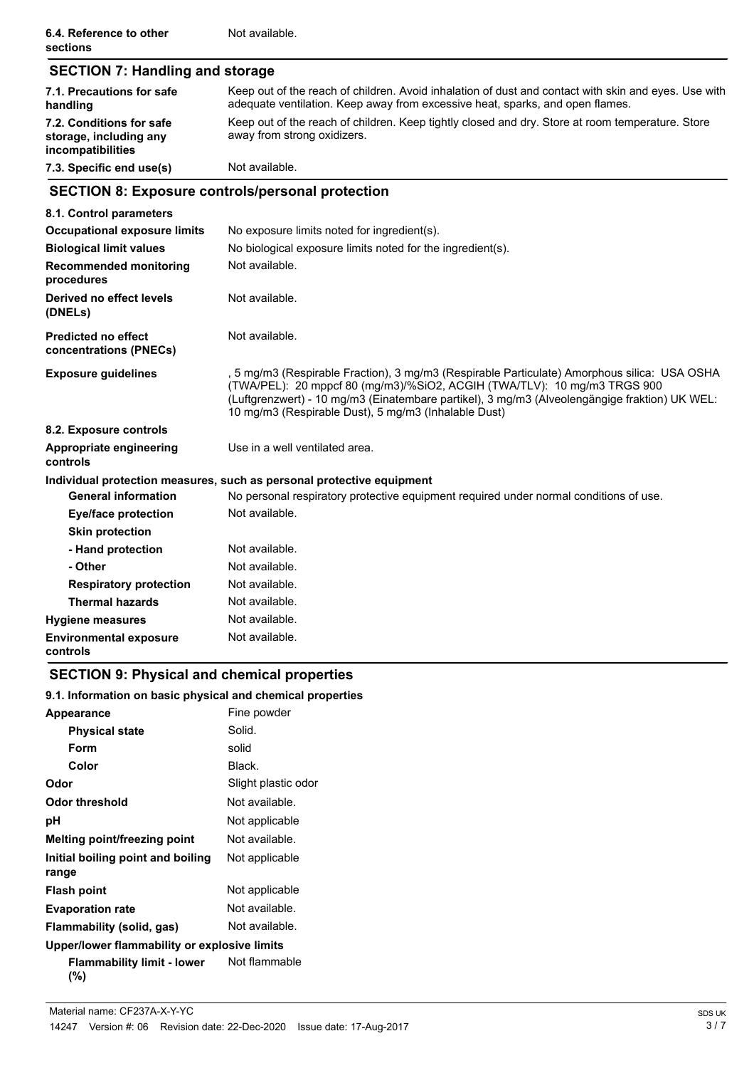| | |
|---|---|
| **6.4. Reference to other sections** | Not available. |

## SECTION 7: Handling and storage

| | |
|---|---|
| **7.1. Precautions for safe handling** | Keep out of the reach of children. Avoid inhalation of dust and contact with skin and eyes. Use with adequate ventilation. Keep away from excessive heat, sparks, and open flames. |
| **7.2. Conditions for safe storage, including any incompatibilities** | Keep out of the reach of children. Keep tightly closed and dry. Store at room temperature. Store away from strong oxidizers. |
| **7.3. Specific end use(s)** | Not available. |

## SECTION 8: Exposure controls/personal protection

| | |
|---|---|
| **8.1. Control parameters** | |
| **Occupational exposure limits** | No exposure limits noted for ingredient(s). |
| **Biological limit values** | No biological exposure limits noted for the ingredient(s). |
| **Recommended monitoring procedures** | Not available. |
| **Derived no effect levels (DNELs)** | Not available. |
| **Predicted no effect concentrations (PNECs)** | Not available. |
| **Exposure guidelines** | , 5 mg/m3 (Respirable Fraction), 3 mg/m3 (Respirable Particulate) Amorphous silica: USA OSHA (TWA/PEL): 20 mppcf 80 (mg/m3)/%SiO2, ACGIH (TWA/TLV): 10 mg/m3 TRGS 900 (Luftgrenzwert) - 10 mg/m3 (Einatembare partikel), 3 mg/m3 (Alveolengängige fraktion) UK WEL: 10 mg/m3 (Respirable Dust), 5 mg/m3 (Inhalable Dust) |
| **8.2. Exposure controls** | |
| **Appropriate engineering controls** | Use in a well ventilated area. |
| **Individual protection measures, such as personal protective equipment** | |
| **General information** | No personal respiratory protective equipment required under normal conditions of use. |
| **Eye/face protection** | Not available. |
| **Skin protection** | |
| **- Hand protection** | Not available. |
| **- Other** | Not available. |
| **Respiratory protection** | Not available. |
| **Thermal hazards** | Not available. |
| **Hygiene measures** | Not available. |
| **Environmental exposure controls** | Not available. |

## SECTION 9: Physical and chemical properties

| | |
|---|---|
| **9.1. Information on basic physical and chemical properties** | |
| **Appearance** | Fine powder |
| **Physical state** | Solid. |
| **Form** | solid |
| **Color** | Black. |
| **Odor** | Slight plastic odor |
| **Odor threshold** | Not available. |
| **pH** | Not applicable |
| **Melting point/freezing point** | Not available. |
| **Initial boiling point and boiling range** | Not applicable |
| **Flash point** | Not applicable |
| **Evaporation rate** | Not available. |
| **Flammability (solid, gas)** | Not available. |
| **Upper/lower flammability or explosive limits** | |
| **Flammability limit - lower (%)** | Not flammable |

Material name: CF237A-X-Y-YC

14247 Version #: 06 Revision date: 22-Dec-2020 Issue date: 17-Aug-2017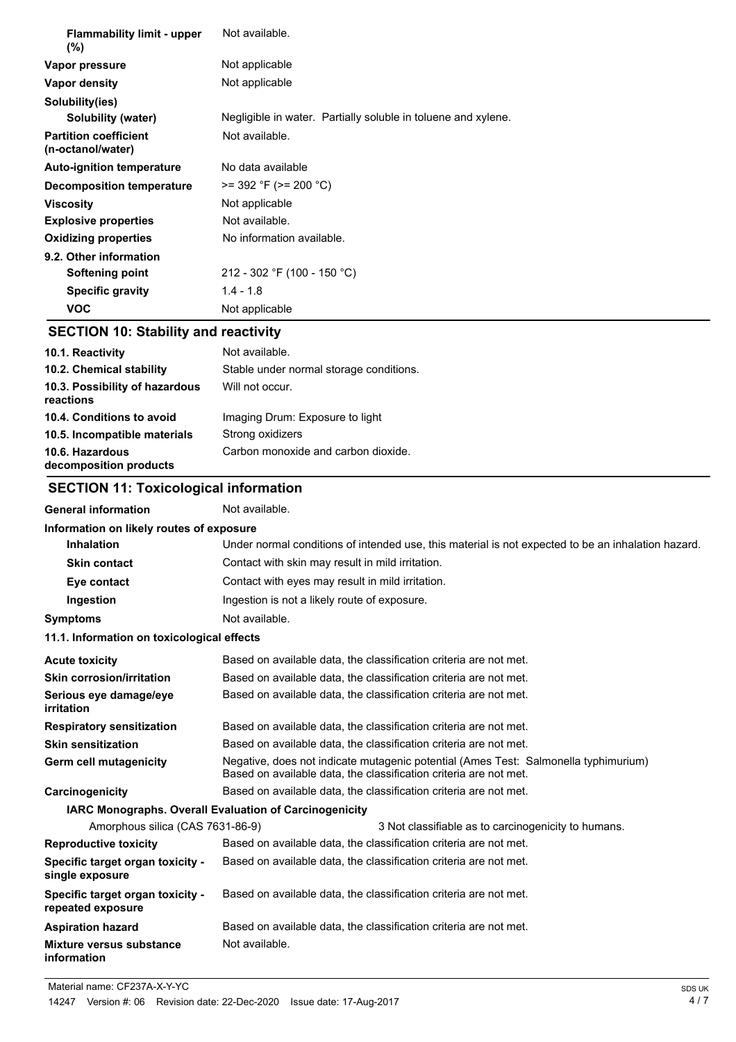| | |
|---|---|
| **Flammability limit - upper (%)** | Not available. |
| **Vapor pressure** | Not applicable |
| **Vapor density** | Not applicable |
| **Solubility(ies)** | |
| **Solubility (water)** | Negligible in water. Partially soluble in toluene and xylene. |
| **Partition coefficient (n-octanol/water)** | Not available. |
| **Auto-ignition temperature** | No data available |
| **Decomposition temperature** | >= 392 °F (>= 200 °C) |
| **Viscosity** | Not applicable |
| **Explosive properties** | Not available. |
| **Oxidizing properties** | No information available. |
| **9.2. Other information** | |
| **Softening point** | 212 - 302 °F (100 - 150 °C) |
| **Specific gravity** | 1.4 - 1.8 |
| **VOC** | Not applicable |

## SECTION 10: Stability and reactivity

| | |
|---|---|
| **10.1. Reactivity** | Not available. |
| **10.2. Chemical stability** | Stable under normal storage conditions. |
| **10.3. Possibility of hazardous reactions** | Will not occur. |
| **10.4. Conditions to avoid** | Imaging Drum: Exposure to light |
| **10.5. Incompatible materials** | Strong oxidizers |
| **10.6. Hazardous decomposition products** | Carbon monoxide and carbon dioxide. |

## SECTION 11: Toxicological information

| | |
|---|---|
| **General information** | Not available. |
| **Information on likely routes of exposure** | |
| **Inhalation** | Under normal conditions of intended use, this material is not expected to be an inhalation hazard. |
| **Skin contact** | Contact with skin may result in mild irritation. |
| **Eye contact** | Contact with eyes may result in mild irritation. |
| **Ingestion** | Ingestion is not a likely route of exposure. |
| **Symptoms** | Not available. |

**11.1. Information on toxicological effects**

| | |
|---|---|
| **Acute toxicity** | Based on available data, the classification criteria are not met. |
| **Skin corrosion/irritation** | Based on available data, the classification criteria are not met. |
| **Serious eye damage/eye irritation** | Based on available data, the classification criteria are not met. |
| **Respiratory sensitization** | Based on available data, the classification criteria are not met. |
| **Skin sensitization** | Based on available data, the classification criteria are not met. |
| **Germ cell mutagenicity** | Negative, does not indicate mutagenic potential (Ames Test: Salmonella typhimurium) Based on available data, the classification criteria are not met. |
| **Carcinogenicity** | Based on available data, the classification criteria are not met. |

**IARC Monographs. Overall Evaluation of Carcinogenicity**

| | |
|---|---|
| Amorphous silica (CAS 7631-86-9) | 3 Not classifiable as to carcinogenicity to humans. |

| | |
|---|---|
| **Reproductive toxicity** | Based on available data, the classification criteria are not met. |
| **Specific target organ toxicity - single exposure** | Based on available data, the classification criteria are not met. |
| **Specific target organ toxicity - repeated exposure** | Based on available data, the classification criteria are not met. |
| **Aspiration hazard** | Based on available data, the classification criteria are not met. |
| **Mixture versus substance information** | Not available. |

Material name: CF237A-X-Y-YC
14247 Version #: 06 Revision date: 22-Dec-2020 Issue date: 17-Aug-2017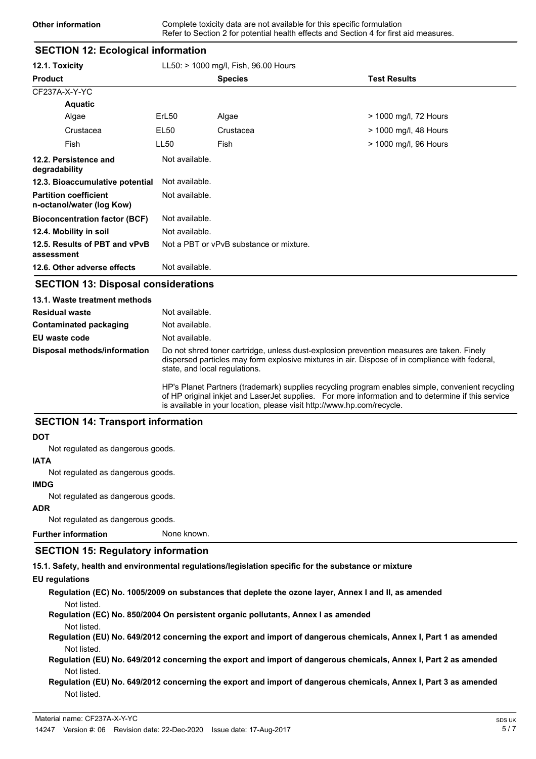| | |
|---|---|
| **Other information** | Complete toxicity data are not available for this specific formulation<br>Refer to Section 2 for potential health effects and Section 4 for first aid measures. |

## SECTION 12: Ecological information

**12.1. Toxicity** LL50: > 1000 mg/l, Fish, 96.00 Hours

| Product | | Species | Test Results |
|---|---|---|---|
| CF237A-X-Y-YC | | | |
| **Aquatic** | | | |
| Algae | ErL50 | Algae | > 1000 mg/l, 72 Hours |
| Crustacea | EL50 | Crustacea | > 1000 mg/l, 48 Hours |
| Fish | LL50 | Fish | > 1000 mg/l, 96 Hours |

| | |
|---|---|
| **12.2. Persistence and degradability** | Not available. |
| **12.3. Bioaccumulative potential** | Not available. |
| **Partition coefficient n-octanol/water (log Kow)** | Not available. |
| **Bioconcentration factor (BCF)** | Not available. |
| **12.4. Mobility in soil** | Not available. |
| **12.5. Results of PBT and vPvB assessment** | Not a PBT or vPvB substance or mixture. |
| **12.6. Other adverse effects** | Not available. |

## SECTION 13: Disposal considerations

**13.1. Waste treatment methods**

| | |
|---|---|
| **Residual waste** | Not available. |
| **Contaminated packaging** | Not available. |
| **EU waste code** | Not available. |
| **Disposal methods/information** | Do not shred toner cartridge, unless dust-explosion prevention measures are taken. Finely dispersed particles may form explosive mixtures in air. Dispose of in compliance with federal, state, and local regulations.<br><br>HP's Planet Partners (trademark) supplies recycling program enables simple, convenient recycling of HP original inkjet and LaserJet supplies. For more information and to determine if this service is available in your location, please visit http://www.hp.com/recycle. |

## SECTION 14: Transport information

**DOT**

Not regulated as dangerous goods.

**IATA**

Not regulated as dangerous goods.

**IMDG**

Not regulated as dangerous goods.

**ADR**

Not regulated as dangerous goods.

**Further information** None known.

## SECTION 15: Regulatory information

**15.1. Safety, health and environmental regulations/legislation specific for the substance or mixture**

**EU regulations**

**Regulation (EC) No. 1005/2009 on substances that deplete the ozone layer, Annex I and II, as amended**

Not listed.

**Regulation (EC) No. 850/2004 On persistent organic pollutants, Annex I as amended**

Not listed.

**Regulation (EU) No. 649/2012 concerning the export and import of dangerous chemicals, Annex I, Part 1 as amended**

Not listed.

**Regulation (EU) No. 649/2012 concerning the export and import of dangerous chemicals, Annex I, Part 2 as amended**

Not listed.

**Regulation (EU) No. 649/2012 concerning the export and import of dangerous chemicals, Annex I, Part 3 as amended**

Not listed.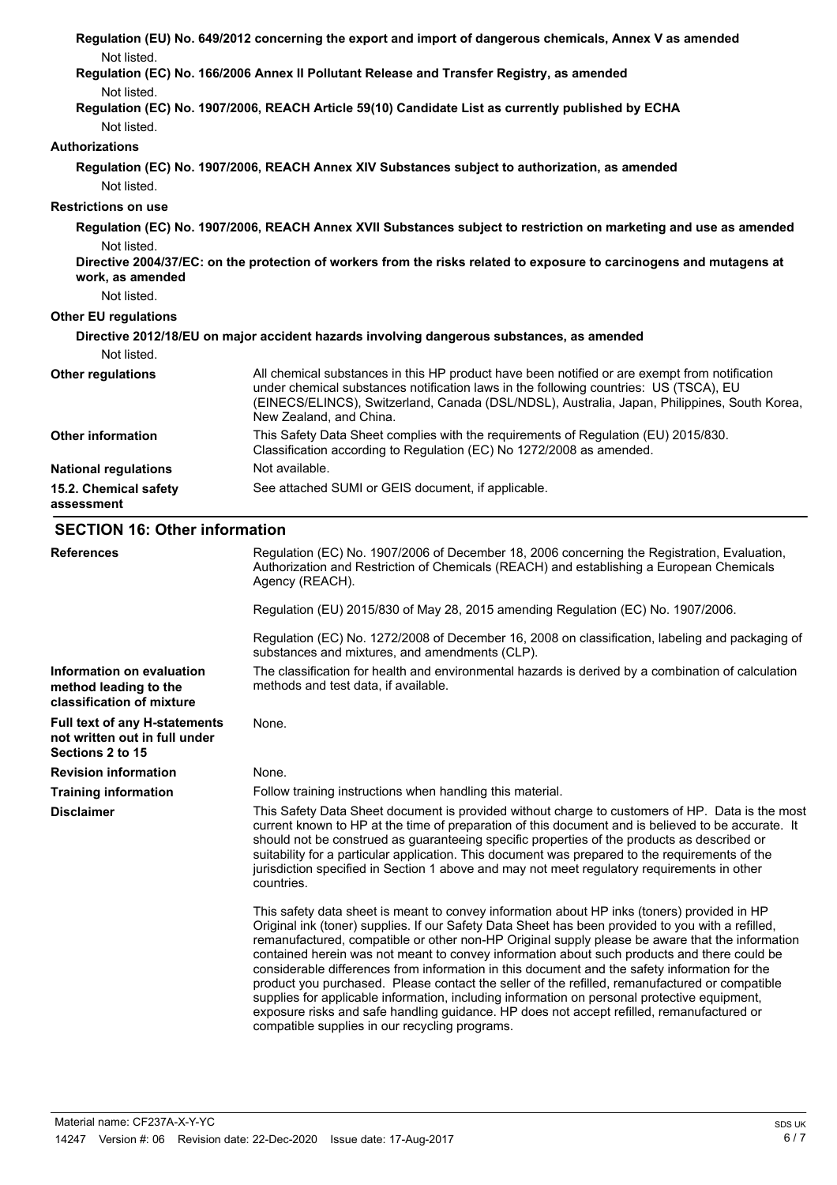**Regulation (EU) No. 649/2012 concerning the export and import of dangerous chemicals, Annex V as amended**

Not listed.

**Regulation (EC) No. 166/2006 Annex II Pollutant Release and Transfer Registry, as amended**

Not listed.

**Regulation (EC) No. 1907/2006, REACH Article 59(10) Candidate List as currently published by ECHA**

Not listed.

**Authorizations**

**Regulation (EC) No. 1907/2006, REACH Annex XIV Substances subject to authorization, as amended**

Not listed.

**Restrictions on use**

**Regulation (EC) No. 1907/2006, REACH Annex XVII Substances subject to restriction on marketing and use as amended**

Not listed.

**Directive 2004/37/EC: on the protection of workers from the risks related to exposure to carcinogens and mutagens at work, as amended**

Not listed.

**Other EU regulations**

**Directive 2012/18/EU on major accident hazards involving dangerous substances, as amended**

Not listed.

**Other regulations** All chemical substances in this HP product have been notified or are exempt from notification under chemical substances notification laws in the following countries: US (TSCA), EU (EINECS/ELINCS), Switzerland, Canada (DSL/NDSL), Australia, Japan, Philippines, South Korea, New Zealand, and China.

**Other information** This Safety Data Sheet complies with the requirements of Regulation (EU) 2015/830. Classification according to Regulation (EC) No 1272/2008 as amended.

**National regulations** Not available.

**15.2. Chemical safety assessment** See attached SUMI or GEIS document, if applicable.

## SECTION 16: Other information

**References** Regulation (EC) No. 1907/2006 of December 18, 2006 concerning the Registration, Evaluation, Authorization and Restriction of Chemicals (REACH) and establishing a European Chemicals Agency (REACH).

Regulation (EU) 2015/830 of May 28, 2015 amending Regulation (EC) No. 1907/2006.

Regulation (EC) No. 1272/2008 of December 16, 2008 on classification, labeling and packaging of substances and mixtures, and amendments (CLP).

**Information on evaluation method leading to the classification of mixture** The classification for health and environmental hazards is derived by a combination of calculation methods and test data, if available.

**Full text of any H-statements not written out in full under Sections 2 to 15** None.

**Revision information** None.

**Training information** Follow training instructions when handling this material.

**Disclaimer** This Safety Data Sheet document is provided without charge to customers of HP. Data is the most current known to HP at the time of preparation of this document and is believed to be accurate. It should not be construed as guaranteeing specific properties of the products as described or suitability for a particular application. This document was prepared to the requirements of the jurisdiction specified in Section 1 above and may not meet regulatory requirements in other countries.

This safety data sheet is meant to convey information about HP inks (toners) provided in HP Original ink (toner) supplies. If our Safety Data Sheet has been provided to you with a refilled, remanufactured, compatible or other non-HP Original supply please be aware that the information contained herein was not meant to convey information about such products and there could be considerable differences from information in this document and the safety information for the product you purchased. Please contact the seller of the refilled, remanufactured or compatible supplies for applicable information, including information on personal protective equipment, exposure risks and safe handling guidance. HP does not accept refilled, remanufactured or compatible supplies in our recycling programs.

Material name: CF237A-X-Y-YC

14247 Version #: 06 Revision date: 22-Dec-2020 Issue date: 17-Aug-2017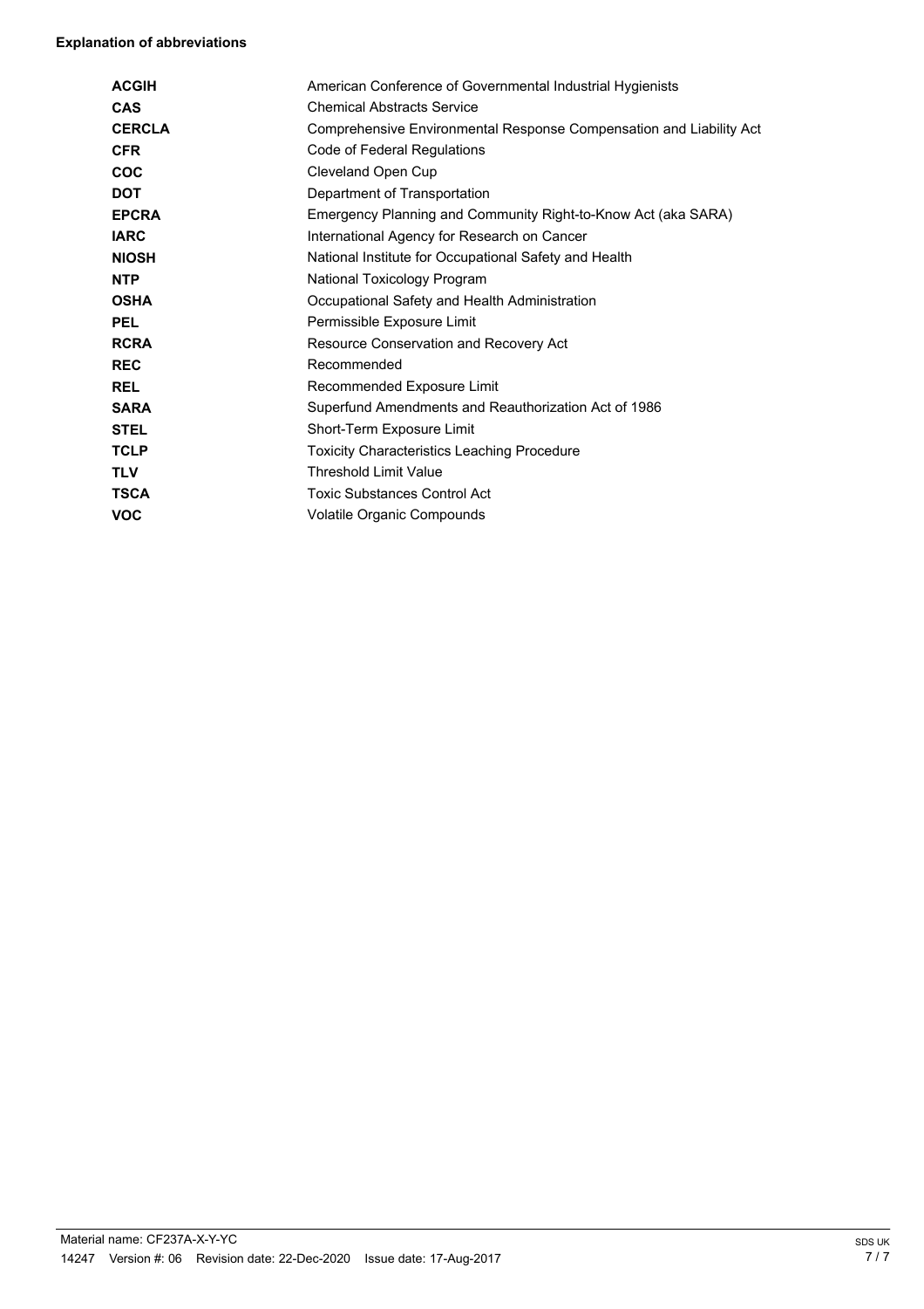**Explanation of abbreviations**

| | |
|---|---|
| **ACGIH** | American Conference of Governmental Industrial Hygienists |
| **CAS** | Chemical Abstracts Service |
| **CERCLA** | Comprehensive Environmental Response Compensation and Liability Act |
| **CFR** | Code of Federal Regulations |
| **COC** | Cleveland Open Cup |
| **DOT** | Department of Transportation |
| **EPCRA** | Emergency Planning and Community Right-to-Know Act (aka SARA) |
| **IARC** | International Agency for Research on Cancer |
| **NIOSH** | National Institute for Occupational Safety and Health |
| **NTP** | National Toxicology Program |
| **OSHA** | Occupational Safety and Health Administration |
| **PEL** | Permissible Exposure Limit |
| **RCRA** | Resource Conservation and Recovery Act |
| **REC** | Recommended |
| **REL** | Recommended Exposure Limit |
| **SARA** | Superfund Amendments and Reauthorization Act of 1986 |
| **STEL** | Short-Term Exposure Limit |
| **TCLP** | Toxicity Characteristics Leaching Procedure |
| **TLV** | Threshold Limit Value |
| **TSCA** | Toxic Substances Control Act |
| **VOC** | Volatile Organic Compounds |